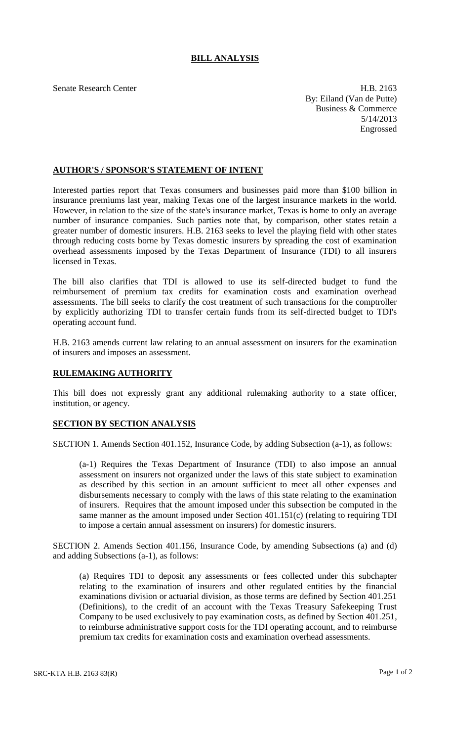# BILL ANALYSIS

Senate Research Center

H.B. 2163
By: Eiland (Van de Putte)
Business & Commerce
5/14/2013
Engrossed

## AUTHOR'S / SPONSOR'S STATEMENT OF INTENT

Interested parties report that Texas consumers and businesses paid more than $100 billion in insurance premiums last year, making Texas one of the largest insurance markets in the world. However, in relation to the size of the state's insurance market, Texas is home to only an average number of insurance companies. Such parties note that, by comparison, other states retain a greater number of domestic insurers. H.B. 2163 seeks to level the playing field with other states through reducing costs borne by Texas domestic insurers by spreading the cost of examination overhead assessments imposed by the Texas Department of Insurance (TDI) to all insurers licensed in Texas.

The bill also clarifies that TDI is allowed to use its self-directed budget to fund the reimbursement of premium tax credits for examination costs and examination overhead assessments. The bill seeks to clarify the cost treatment of such transactions for the comptroller by explicitly authorizing TDI to transfer certain funds from its self-directed budget to TDI's operating account fund.

H.B. 2163 amends current law relating to an annual assessment on insurers for the examination of insurers and imposes an assessment.

## RULEMAKING AUTHORITY

This bill does not expressly grant any additional rulemaking authority to a state officer, institution, or agency.

## SECTION BY SECTION ANALYSIS

SECTION 1. Amends Section 401.152, Insurance Code, by adding Subsection (a-1), as follows:

> (a-1) Requires the Texas Department of Insurance (TDI) to also impose an annual assessment on insurers not organized under the laws of this state subject to examination as described by this section in an amount sufficient to meet all other expenses and disbursements necessary to comply with the laws of this state relating to the examination of insurers. Requires that the amount imposed under this subsection be computed in the same manner as the amount imposed under Section 401.151(c) (relating to requiring TDI to impose a certain annual assessment on insurers) for domestic insurers.

SECTION 2. Amends Section 401.156, Insurance Code, by amending Subsections (a) and (d) and adding Subsections (a-1), as follows:

> (a) Requires TDI to deposit any assessments or fees collected under this subchapter relating to the examination of insurers and other regulated entities by the financial examinations division or actuarial division, as those terms are defined by Section 401.251 (Definitions), to the credit of an account with the Texas Treasury Safekeeping Trust Company to be used exclusively to pay examination costs, as defined by Section 401.251, to reimburse administrative support costs for the TDI operating account, and to reimburse premium tax credits for examination costs and examination overhead assessments.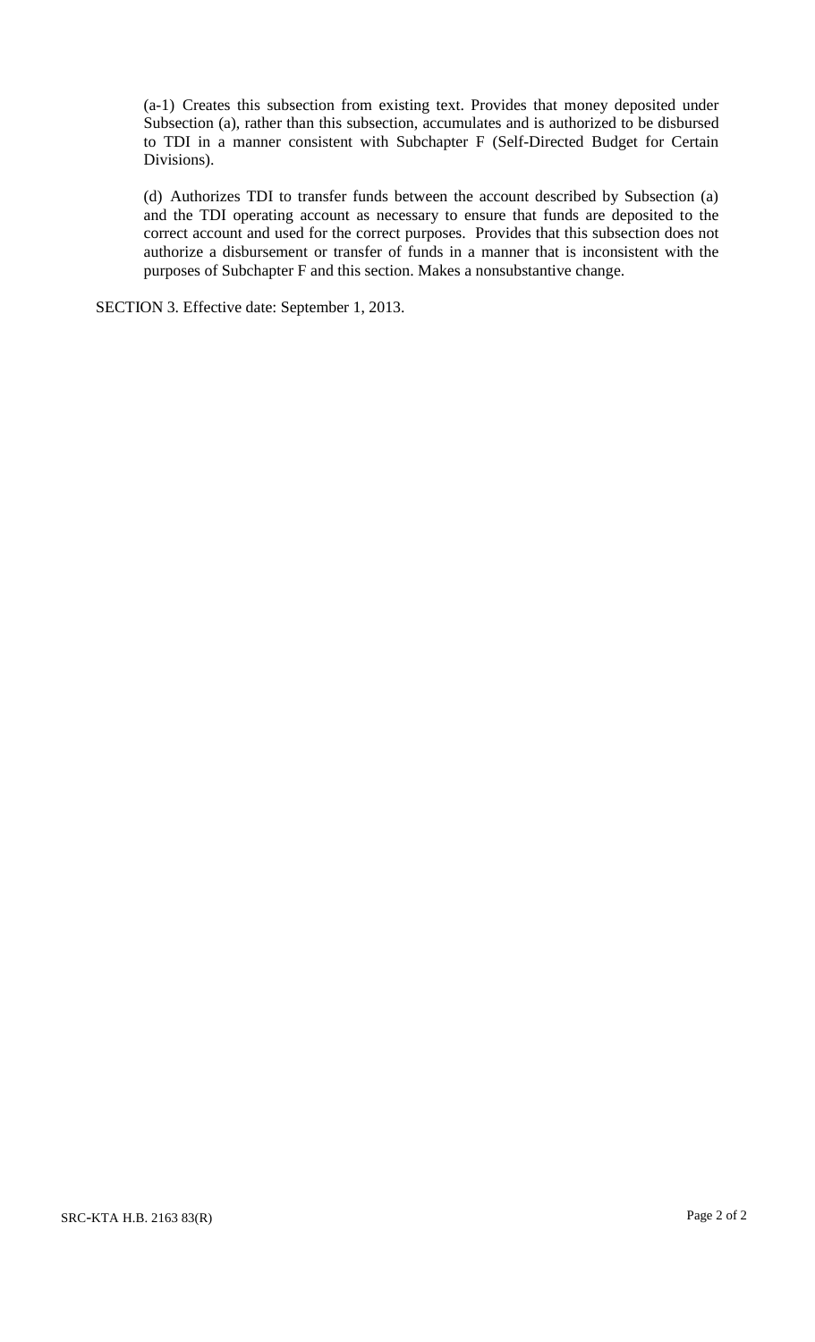(a-1) Creates this subsection from existing text. Provides that money deposited under Subsection (a), rather than this subsection, accumulates and is authorized to be disbursed to TDI in a manner consistent with Subchapter F (Self-Directed Budget for Certain Divisions).

(d) Authorizes TDI to transfer funds between the account described by Subsection (a) and the TDI operating account as necessary to ensure that funds are deposited to the correct account and used for the correct purposes. Provides that this subsection does not authorize a disbursement or transfer of funds in a manner that is inconsistent with the purposes of Subchapter F and this section. Makes a nonsubstantive change.

SECTION 3. Effective date: September 1, 2013.